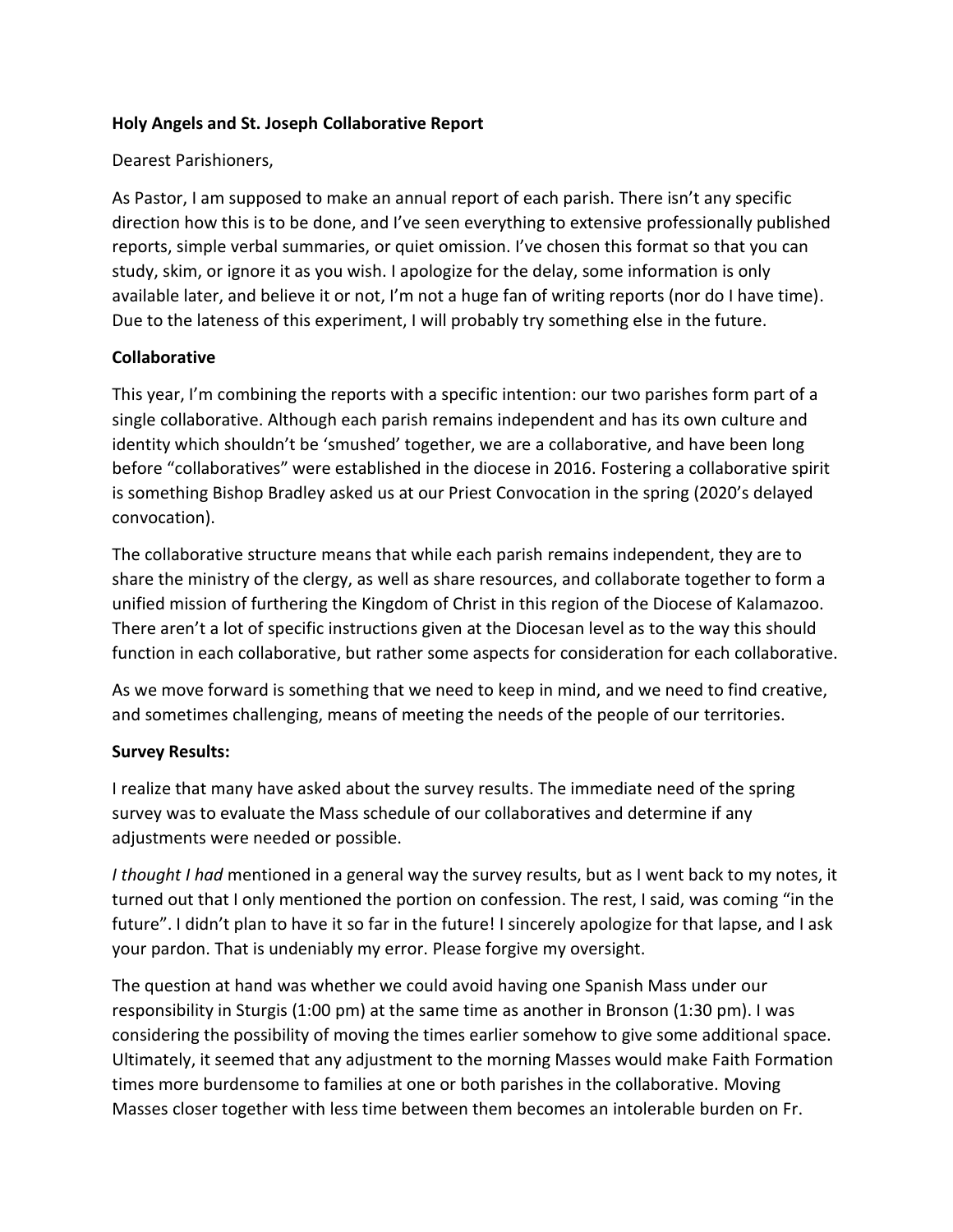**Holy Angels and St. Joseph Collaborative Report**

Dearest Parishioners,

As Pastor, I am supposed to make an annual report of each parish. There isn't any specific direction how this is to be done, and I've seen everything to extensive professionally published reports, simple verbal summaries, or quiet omission. I've chosen this format so that you can study, skim, or ignore it as you wish. I apologize for the delay, some information is only available later, and believe it or not, I'm not a huge fan of writing reports (nor do I have time). Due to the lateness of this experiment, I will probably try something else in the future.

**Collaborative**

This year, I'm combining the reports with a specific intention: our two parishes form part of a single collaborative. Although each parish remains independent and has its own culture and identity which shouldn't be 'smushed' together, we are a collaborative, and have been long before "collaboratives" were established in the diocese in 2016. Fostering a collaborative spirit is something Bishop Bradley asked us at our Priest Convocation in the spring (2020's delayed convocation).

The collaborative structure means that while each parish remains independent, they are to share the ministry of the clergy, as well as share resources, and collaborate together to form a unified mission of furthering the Kingdom of Christ in this region of the Diocese of Kalamazoo. There aren't a lot of specific instructions given at the Diocesan level as to the way this should function in each collaborative, but rather some aspects for consideration for each collaborative.

As we move forward is something that we need to keep in mind, and we need to find creative, and sometimes challenging, means of meeting the needs of the people of our territories.

**Survey Results:**

I realize that many have asked about the survey results. The immediate need of the spring survey was to evaluate the Mass schedule of our collaboratives and determine if any adjustments were needed or possible.

*I thought I had* mentioned in a general way the survey results, but as I went back to my notes, it turned out that I only mentioned the portion on confession. The rest, I said, was coming "in the future". I didn't plan to have it so far in the future! I sincerely apologize for that lapse, and I ask your pardon. That is undeniably my error. Please forgive my oversight.

The question at hand was whether we could avoid having one Spanish Mass under our responsibility in Sturgis (1:00 pm) at the same time as another in Bronson (1:30 pm). I was considering the possibility of moving the times earlier somehow to give some additional space. Ultimately, it seemed that any adjustment to the morning Masses would make Faith Formation times more burdensome to families at one or both parishes in the collaborative. Moving Masses closer together with less time between them becomes an intolerable burden on Fr.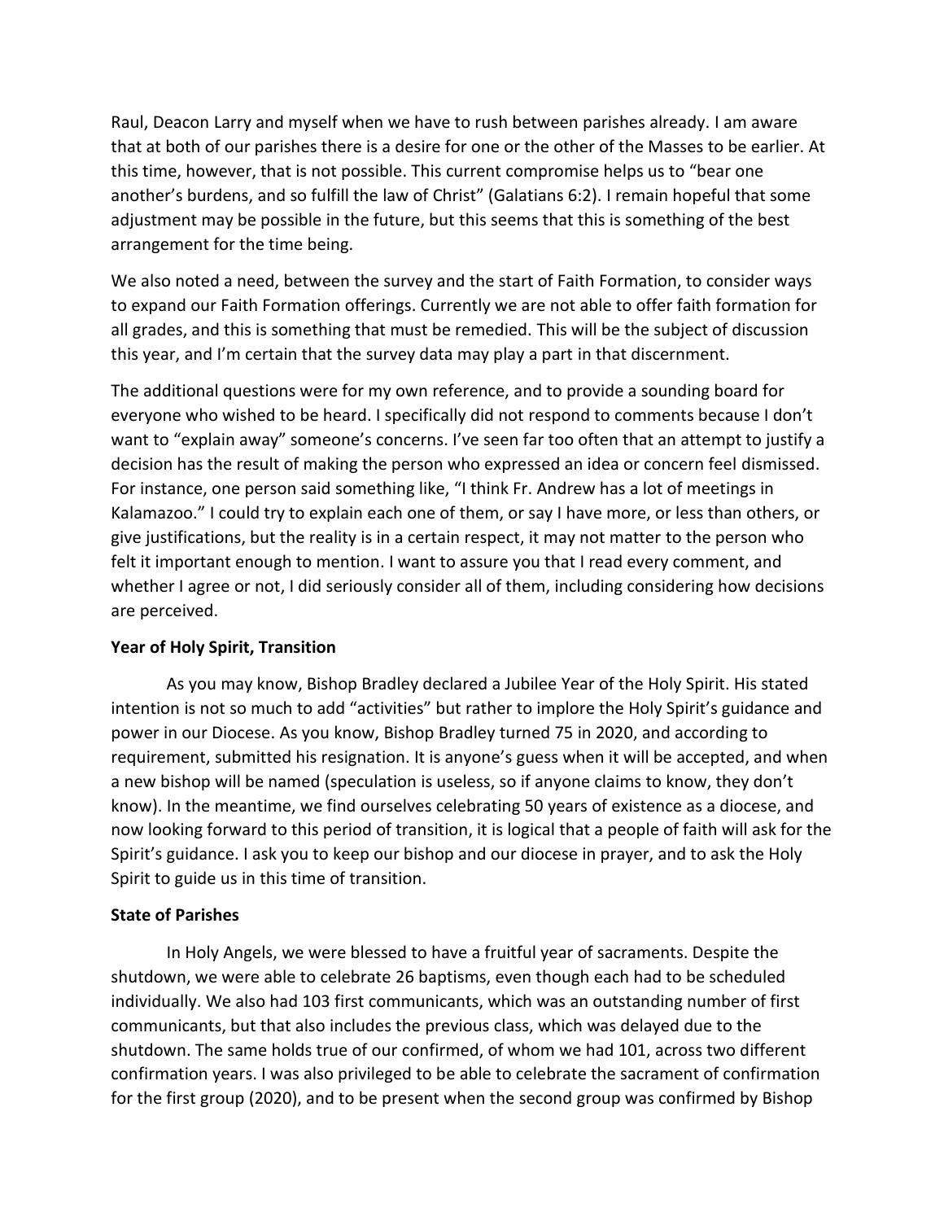Raul, Deacon Larry and myself when we have to rush between parishes already. I am aware that at both of our parishes there is a desire for one or the other of the Masses to be earlier. At this time, however, that is not possible. This current compromise helps us to "bear one another's burdens, and so fulfill the law of Christ" (Galatians 6:2). I remain hopeful that some adjustment may be possible in the future, but this seems that this is something of the best arrangement for the time being.

We also noted a need, between the survey and the start of Faith Formation, to consider ways to expand our Faith Formation offerings. Currently we are not able to offer faith formation for all grades, and this is something that must be remedied. This will be the subject of discussion this year, and I'm certain that the survey data may play a part in that discernment.

The additional questions were for my own reference, and to provide a sounding board for everyone who wished to be heard. I specifically did not respond to comments because I don't want to "explain away" someone's concerns. I've seen far too often that an attempt to justify a decision has the result of making the person who expressed an idea or concern feel dismissed. For instance, one person said something like, "I think Fr. Andrew has a lot of meetings in Kalamazoo." I could try to explain each one of them, or say I have more, or less than others, or give justifications, but the reality is in a certain respect, it may not matter to the person who felt it important enough to mention. I want to assure you that I read every comment, and whether I agree or not, I did seriously consider all of them, including considering how decisions are perceived.

**Year of Holy Spirit, Transition**

As you may know, Bishop Bradley declared a Jubilee Year of the Holy Spirit. His stated intention is not so much to add "activities" but rather to implore the Holy Spirit's guidance and power in our Diocese. As you know, Bishop Bradley turned 75 in 2020, and according to requirement, submitted his resignation. It is anyone's guess when it will be accepted, and when a new bishop will be named (speculation is useless, so if anyone claims to know, they don't know). In the meantime, we find ourselves celebrating 50 years of existence as a diocese, and now looking forward to this period of transition, it is logical that a people of faith will ask for the Spirit's guidance. I ask you to keep our bishop and our diocese in prayer, and to ask the Holy Spirit to guide us in this time of transition.

**State of Parishes**

In Holy Angels, we were blessed to have a fruitful year of sacraments. Despite the shutdown, we were able to celebrate 26 baptisms, even though each had to be scheduled individually. We also had 103 first communicants, which was an outstanding number of first communicants, but that also includes the previous class, which was delayed due to the shutdown. The same holds true of our confirmed, of whom we had 101, across two different confirmation years. I was also privileged to be able to celebrate the sacrament of confirmation for the first group (2020), and to be present when the second group was confirmed by Bishop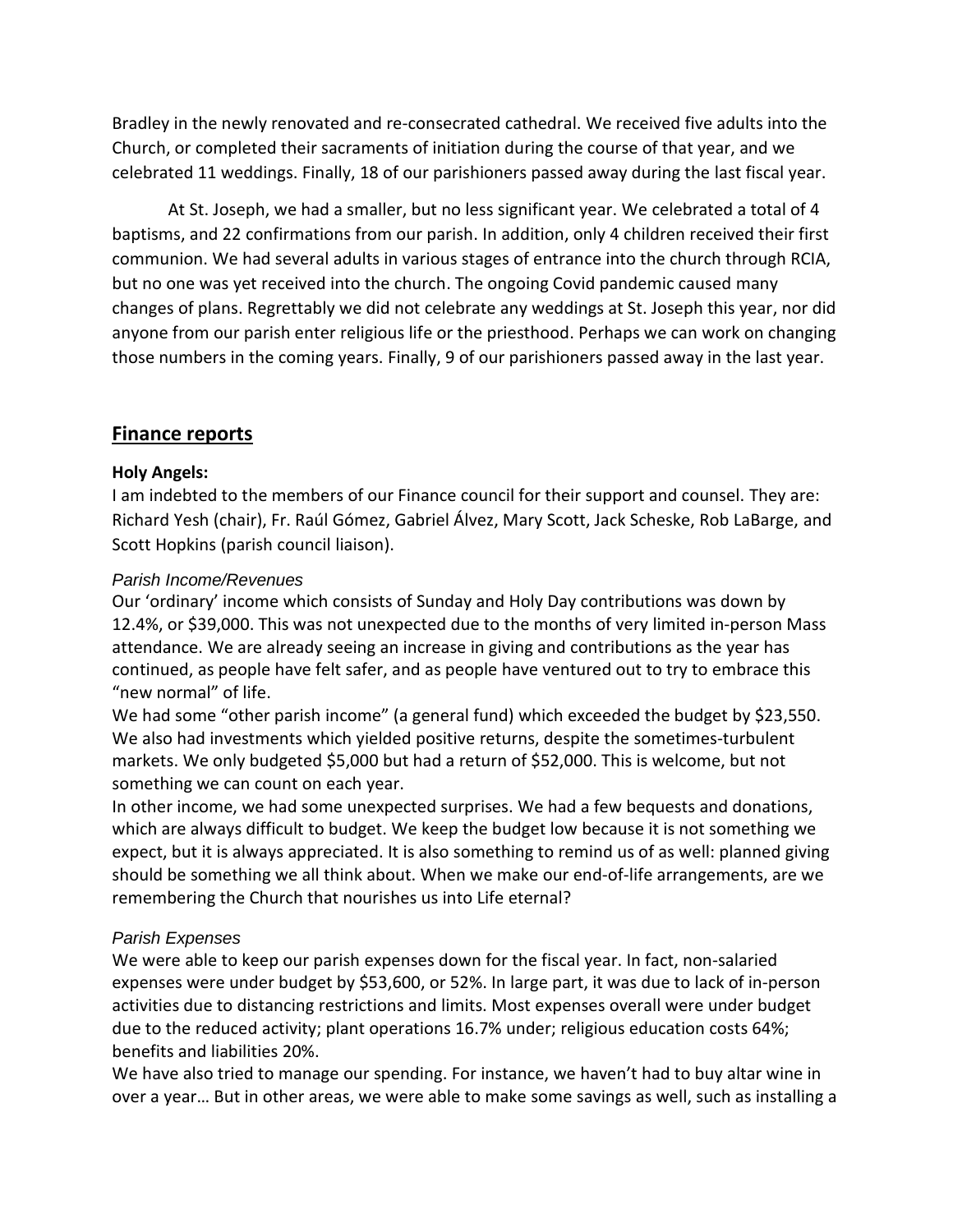Bradley in the newly renovated and re-consecrated cathedral. We received five adults into the Church, or completed their sacraments of initiation during the course of that year, and we celebrated 11 weddings. Finally, 18 of our parishioners passed away during the last fiscal year.

At St. Joseph, we had a smaller, but no less significant year. We celebrated a total of 4 baptisms, and 22 confirmations from our parish. In addition, only 4 children received their first communion. We had several adults in various stages of entrance into the church through RCIA, but no one was yet received into the church. The ongoing Covid pandemic caused many changes of plans. Regrettably we did not celebrate any weddings at St. Joseph this year, nor did anyone from our parish enter religious life or the priesthood. Perhaps we can work on changing those numbers in the coming years. Finally, 9 of our parishioners passed away in the last year.

## Finance reports

**Holy Angels:**

I am indebted to the members of our Finance council for their support and counsel. They are: Richard Yesh (chair), Fr. Raúl Gómez, Gabriel Álvez, Mary Scott, Jack Scheske, Rob LaBarge, and Scott Hopkins (parish council liaison).

*Parish Income/Revenues*

Our 'ordinary' income which consists of Sunday and Holy Day contributions was down by 12.4%, or $39,000. This was not unexpected due to the months of very limited in-person Mass attendance. We are already seeing an increase in giving and contributions as the year has continued, as people have felt safer, and as people have ventured out to try to embrace this "new normal" of life.

We had some "other parish income" (a general fund) which exceeded the budget by $23,550. We also had investments which yielded positive returns, despite the sometimes-turbulent markets. We only budgeted $5,000 but had a return of $52,000. This is welcome, but not something we can count on each year.

In other income, we had some unexpected surprises. We had a few bequests and donations, which are always difficult to budget. We keep the budget low because it is not something we expect, but it is always appreciated. It is also something to remind us of as well: planned giving should be something we all think about. When we make our end-of-life arrangements, are we remembering the Church that nourishes us into Life eternal?

*Parish Expenses*

We were able to keep our parish expenses down for the fiscal year. In fact, non-salaried expenses were under budget by $53,600, or 52%. In large part, it was due to lack of in-person activities due to distancing restrictions and limits. Most expenses overall were under budget due to the reduced activity; plant operations 16.7% under; religious education costs 64%; benefits and liabilities 20%.

We have also tried to manage our spending. For instance, we haven't had to buy altar wine in over a year… But in other areas, we were able to make some savings as well, such as installing a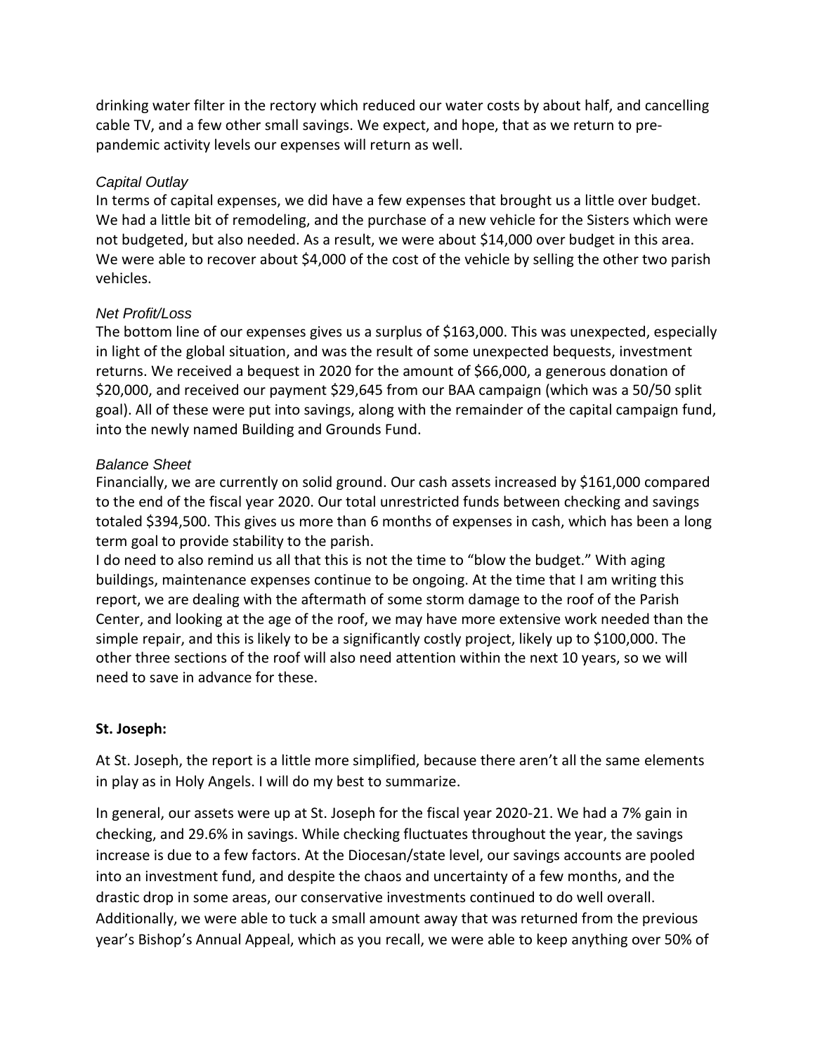drinking water filter in the rectory which reduced our water costs by about half, and cancelling cable TV, and a few other small savings. We expect, and hope, that as we return to pre-pandemic activity levels our expenses will return as well.

*Capital Outlay*

In terms of capital expenses, we did have a few expenses that brought us a little over budget. We had a little bit of remodeling, and the purchase of a new vehicle for the Sisters which were not budgeted, but also needed. As a result, we were about $14,000 over budget in this area. We were able to recover about $4,000 of the cost of the vehicle by selling the other two parish vehicles.

*Net Profit/Loss*

The bottom line of our expenses gives us a surplus of $163,000. This was unexpected, especially in light of the global situation, and was the result of some unexpected bequests, investment returns. We received a bequest in 2020 for the amount of $66,000, a generous donation of $20,000, and received our payment $29,645 from our BAA campaign (which was a 50/50 split goal). All of these were put into savings, along with the remainder of the capital campaign fund, into the newly named Building and Grounds Fund.

*Balance Sheet*

Financially, we are currently on solid ground. Our cash assets increased by $161,000 compared to the end of the fiscal year 2020. Our total unrestricted funds between checking and savings totaled $394,500. This gives us more than 6 months of expenses in cash, which has been a long term goal to provide stability to the parish.

I do need to also remind us all that this is not the time to "blow the budget." With aging buildings, maintenance expenses continue to be ongoing. At the time that I am writing this report, we are dealing with the aftermath of some storm damage to the roof of the Parish Center, and looking at the age of the roof, we may have more extensive work needed than the simple repair, and this is likely to be a significantly costly project, likely up to $100,000. The other three sections of the roof will also need attention within the next 10 years, so we will need to save in advance for these.

**St. Joseph:**

At St. Joseph, the report is a little more simplified, because there aren't all the same elements in play as in Holy Angels. I will do my best to summarize.

In general, our assets were up at St. Joseph for the fiscal year 2020-21. We had a 7% gain in checking, and 29.6% in savings. While checking fluctuates throughout the year, the savings increase is due to a few factors. At the Diocesan/state level, our savings accounts are pooled into an investment fund, and despite the chaos and uncertainty of a few months, and the drastic drop in some areas, our conservative investments continued to do well overall. Additionally, we were able to tuck a small amount away that was returned from the previous year's Bishop's Annual Appeal, which as you recall, we were able to keep anything over 50% of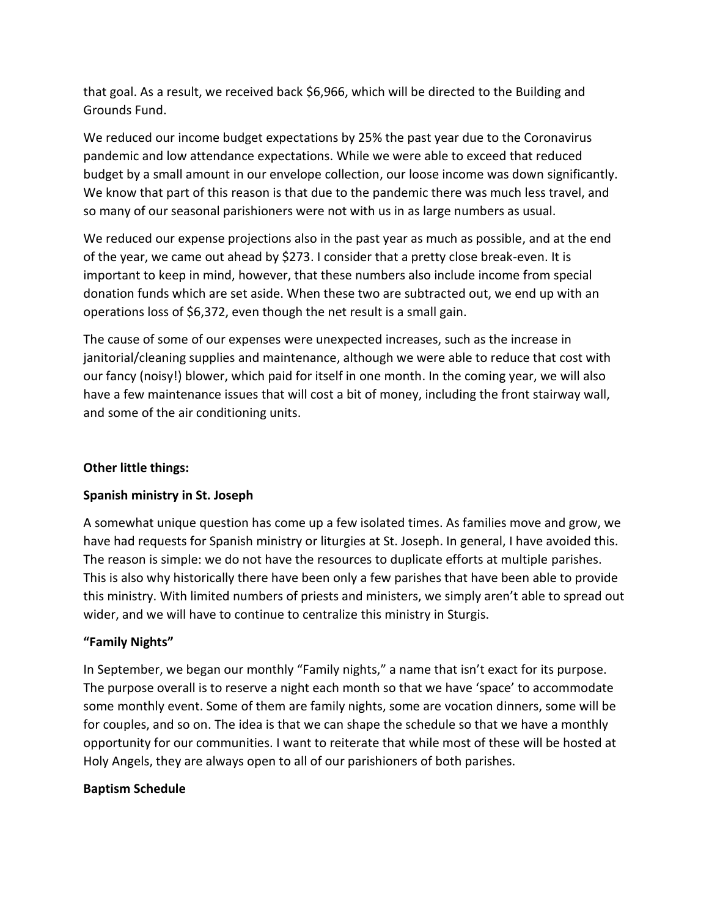that goal. As a result, we received back $6,966, which will be directed to the Building and Grounds Fund.

We reduced our income budget expectations by 25% the past year due to the Coronavirus pandemic and low attendance expectations. While we were able to exceed that reduced budget by a small amount in our envelope collection, our loose income was down significantly. We know that part of this reason is that due to the pandemic there was much less travel, and so many of our seasonal parishioners were not with us in as large numbers as usual.

We reduced our expense projections also in the past year as much as possible, and at the end of the year, we came out ahead by $273. I consider that a pretty close break-even. It is important to keep in mind, however, that these numbers also include income from special donation funds which are set aside. When these two are subtracted out, we end up with an operations loss of $6,372, even though the net result is a small gain.

The cause of some of our expenses were unexpected increases, such as the increase in janitorial/cleaning supplies and maintenance, although we were able to reduce that cost with our fancy (noisy!) blower, which paid for itself in one month. In the coming year, we will also have a few maintenance issues that will cost a bit of money, including the front stairway wall, and some of the air conditioning units.

**Other little things:**

**Spanish ministry in St. Joseph**

A somewhat unique question has come up a few isolated times. As families move and grow, we have had requests for Spanish ministry or liturgies at St. Joseph. In general, I have avoided this. The reason is simple: we do not have the resources to duplicate efforts at multiple parishes. This is also why historically there have been only a few parishes that have been able to provide this ministry. With limited numbers of priests and ministers, we simply aren't able to spread out wider, and we will have to continue to centralize this ministry in Sturgis.

**"Family Nights"**

In September, we began our monthly "Family nights," a name that isn't exact for its purpose. The purpose overall is to reserve a night each month so that we have 'space' to accommodate some monthly event. Some of them are family nights, some are vocation dinners, some will be for couples, and so on. The idea is that we can shape the schedule so that we have a monthly opportunity for our communities. I want to reiterate that while most of these will be hosted at Holy Angels, they are always open to all of our parishioners of both parishes.

**Baptism Schedule**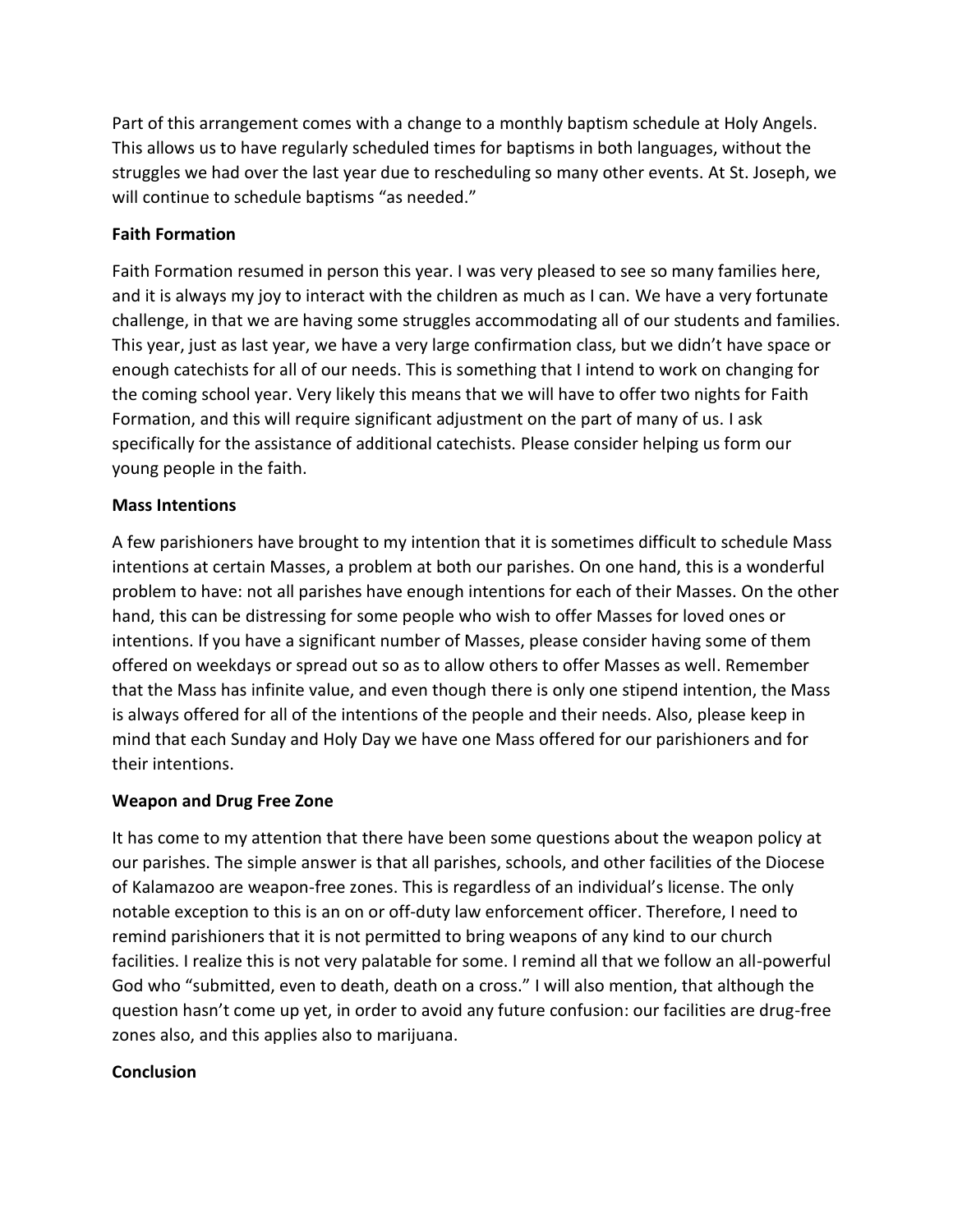Part of this arrangement comes with a change to a monthly baptism schedule at Holy Angels. This allows us to have regularly scheduled times for baptisms in both languages, without the struggles we had over the last year due to rescheduling so many other events. At St. Joseph, we will continue to schedule baptisms "as needed."

### Faith Formation

Faith Formation resumed in person this year. I was very pleased to see so many families here, and it is always my joy to interact with the children as much as I can. We have a very fortunate challenge, in that we are having some struggles accommodating all of our students and families. This year, just as last year, we have a very large confirmation class, but we didn't have space or enough catechists for all of our needs. This is something that I intend to work on changing for the coming school year. Very likely this means that we will have to offer two nights for Faith Formation, and this will require significant adjustment on the part of many of us. I ask specifically for the assistance of additional catechists. Please consider helping us form our young people in the faith.

### Mass Intentions

A few parishioners have brought to my intention that it is sometimes difficult to schedule Mass intentions at certain Masses, a problem at both our parishes. On one hand, this is a wonderful problem to have: not all parishes have enough intentions for each of their Masses. On the other hand, this can be distressing for some people who wish to offer Masses for loved ones or intentions. If you have a significant number of Masses, please consider having some of them offered on weekdays or spread out so as to allow others to offer Masses as well. Remember that the Mass has infinite value, and even though there is only one stipend intention, the Mass is always offered for all of the intentions of the people and their needs. Also, please keep in mind that each Sunday and Holy Day we have one Mass offered for our parishioners and for their intentions.

### Weapon and Drug Free Zone

It has come to my attention that there have been some questions about the weapon policy at our parishes. The simple answer is that all parishes, schools, and other facilities of the Diocese of Kalamazoo are weapon-free zones. This is regardless of an individual's license. The only notable exception to this is an on or off-duty law enforcement officer. Therefore, I need to remind parishioners that it is not permitted to bring weapons of any kind to our church facilities. I realize this is not very palatable for some. I remind all that we follow an all-powerful God who "submitted, even to death, death on a cross." I will also mention, that although the question hasn't come up yet, in order to avoid any future confusion: our facilities are drug-free zones also, and this applies also to marijuana.

### Conclusion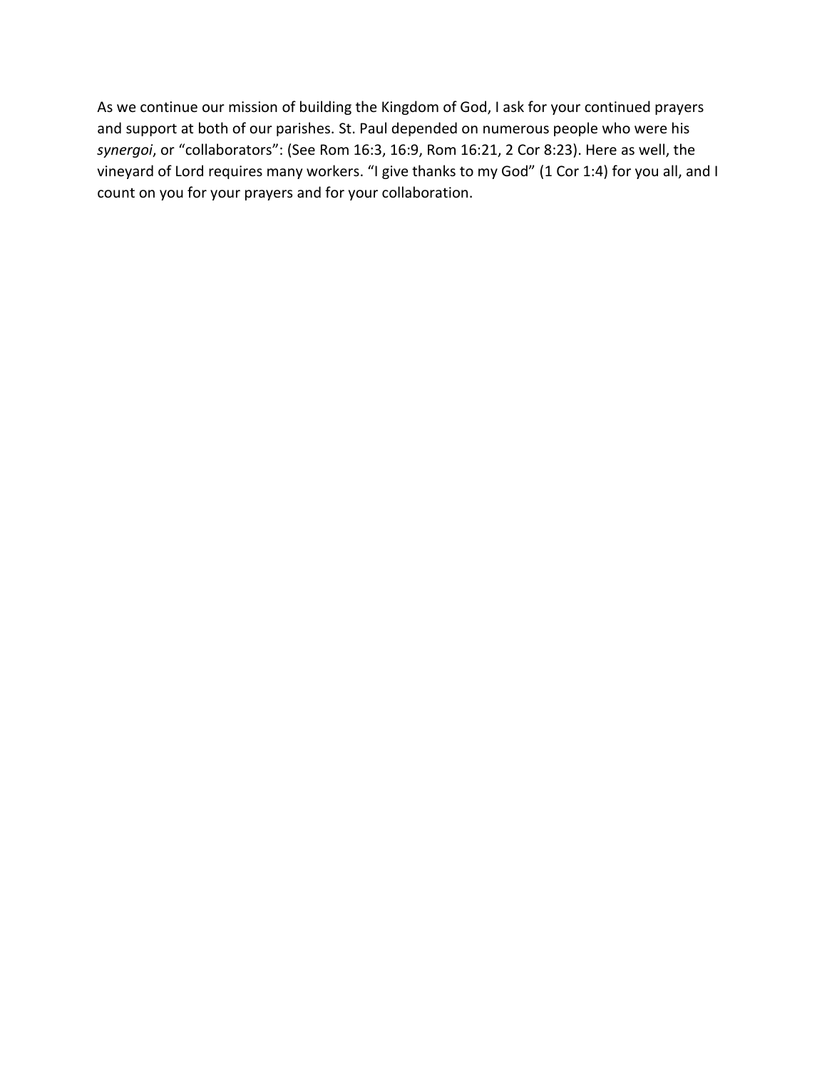As we continue our mission of building the Kingdom of God, I ask for your continued prayers and support at both of our parishes. St. Paul depended on numerous people who were his *synergoi*, or "collaborators": (See Rom 16:3, 16:9, Rom 16:21, 2 Cor 8:23). Here as well, the vineyard of Lord requires many workers. "I give thanks to my God" (1 Cor 1:4) for you all, and I count on you for your prayers and for your collaboration.